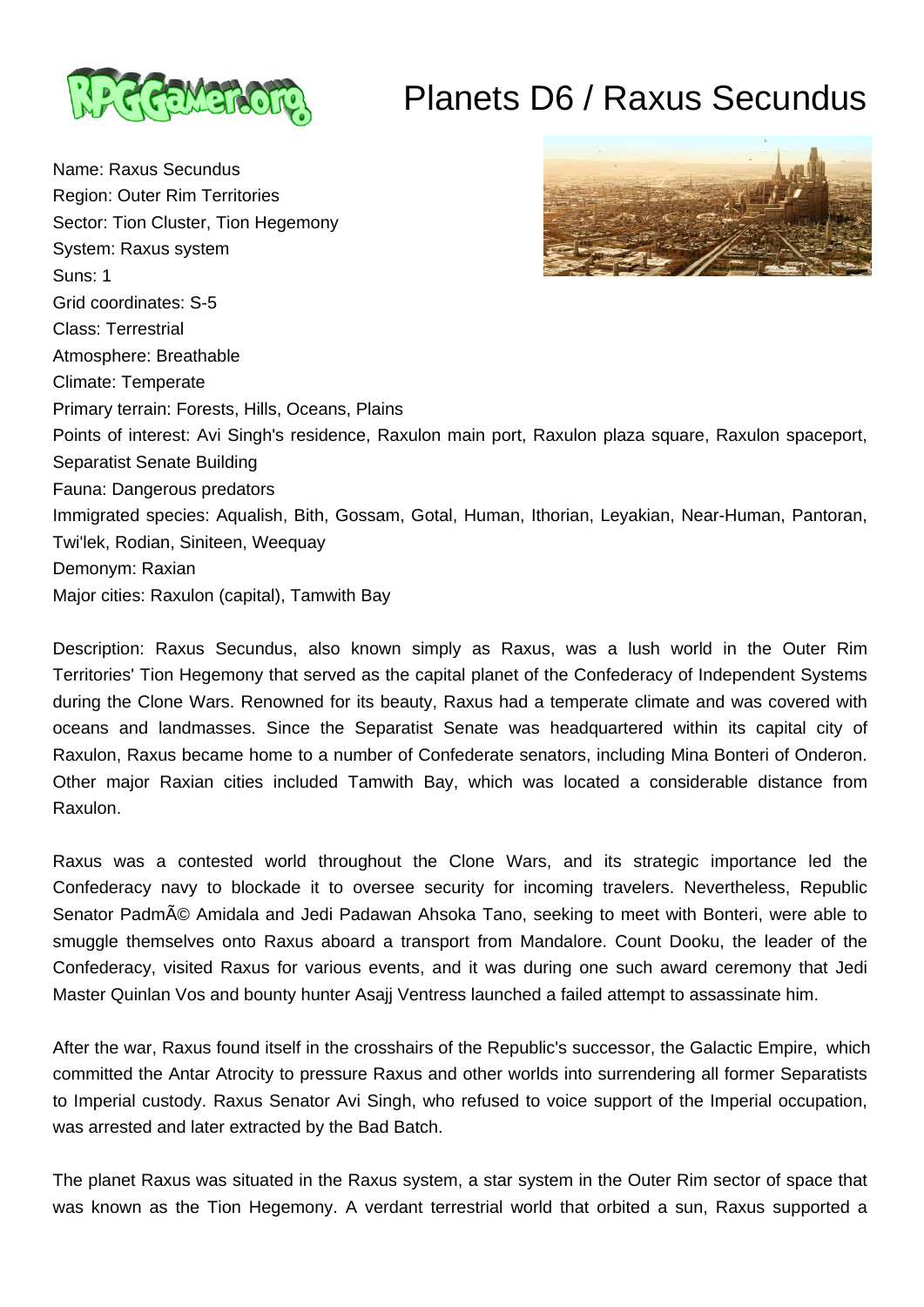# Planets D6 / Raxus Secundus

Name: Raxus Secundus
Region: Outer Rim Territories
Sector: Tion Cluster, Tion Hegemony
System: Raxus system
Suns: 1
Grid coordinates: S-5
Class: Terrestrial
Atmosphere: Breathable
Climate: Temperate
Primary terrain: Forests, Hills, Oceans, Plains
Points of interest: Avi Singh's residence, Raxulon main port, Raxulon plaza square, Raxulon spaceport, Separatist Senate Building
Fauna: Dangerous predators
Immigrated species: Aqualish, Bith, Gossam, Gotal, Human, Ithorian, Leyakian, Near-Human, Pantoran, Twi'lek, Rodian, Siniteen, Weequay
Demonym: Raxian
Major cities: Raxulon (capital), Tamwith Bay

Description: Raxus Secundus, also known simply as Raxus, was a lush world in the Outer Rim Territories' Tion Hegemony that served as the capital planet of the Confederacy of Independent Systems during the Clone Wars. Renowned for its beauty, Raxus had a temperate climate and was covered with oceans and landmasses. Since the Separatist Senate was headquartered within its capital city of Raxulon, Raxus became home to a number of Confederate senators, including Mina Bonteri of Onderon. Other major Raxian cities included Tamwith Bay, which was located a considerable distance from Raxulon.

Raxus was a contested world throughout the Clone Wars, and its strategic importance led the Confederacy navy to blockade it to oversee security for incoming travelers. Nevertheless, Republic Senator PadmÃ© Amidala and Jedi Padawan Ahsoka Tano, seeking to meet with Bonteri, were able to smuggle themselves onto Raxus aboard a transport from Mandalore. Count Dooku, the leader of the Confederacy, visited Raxus for various events, and it was during one such award ceremony that Jedi Master Quinlan Vos and bounty hunter Asajj Ventress launched a failed attempt to assassinate him.

After the war, Raxus found itself in the crosshairs of the Republic's successor, the Galactic Empire, which committed the Antar Atrocity to pressure Raxus and other worlds into surrendering all former Separatists to Imperial custody. Raxus Senator Avi Singh, who refused to voice support of the Imperial occupation, was arrested and later extracted by the Bad Batch.

The planet Raxus was situated in the Raxus system, a star system in the Outer Rim sector of space that was known as the Tion Hegemony. A verdant terrestrial world that orbited a sun, Raxus supported a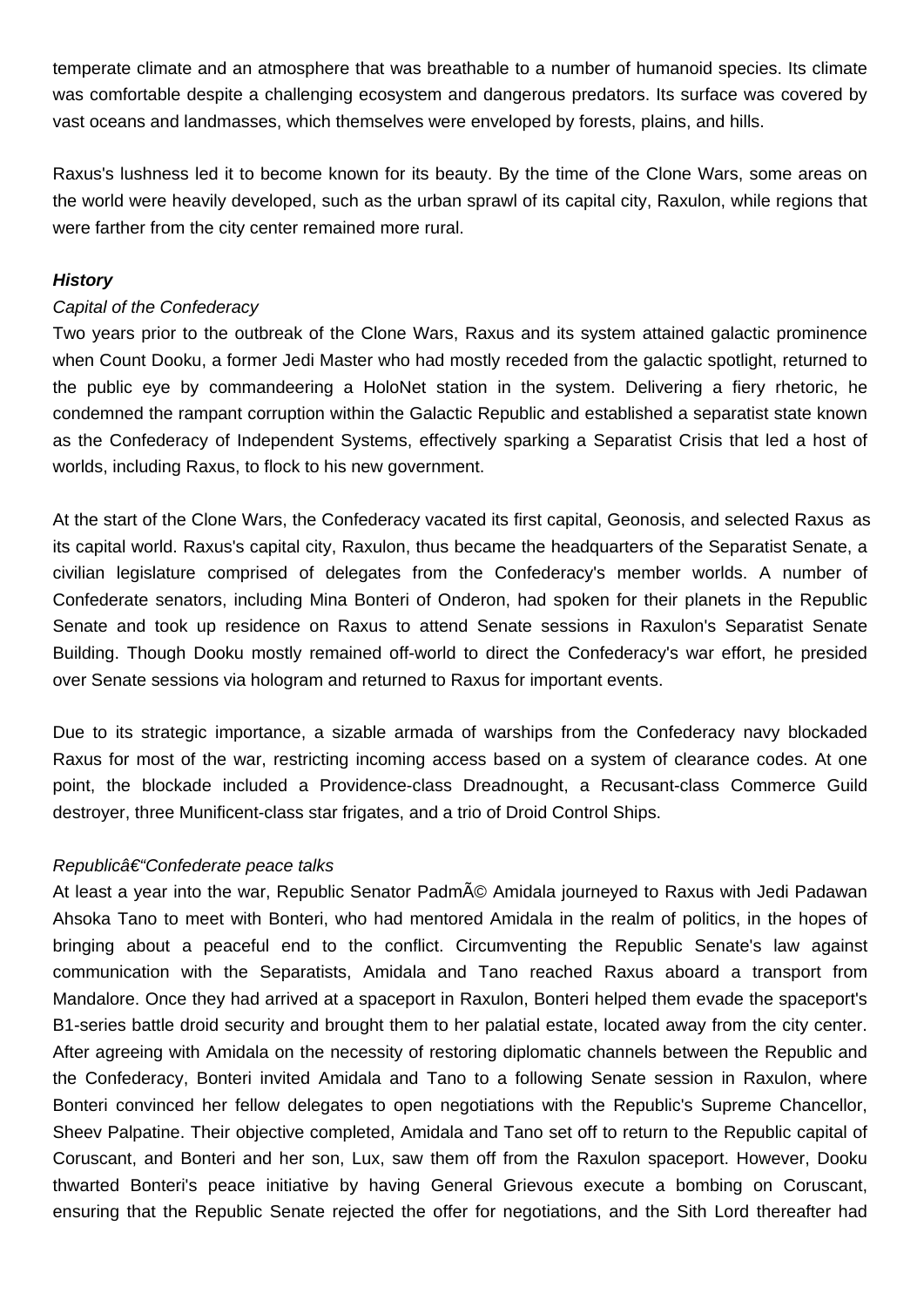temperate climate and an atmosphere that was breathable to a number of humanoid species. Its climate was comfortable despite a challenging ecosystem and dangerous predators. Its surface was covered by vast oceans and landmasses, which themselves were enveloped by forests, plains, and hills.

Raxus's lushness led it to become known for its beauty. By the time of the Clone Wars, some areas on the world were heavily developed, such as the urban sprawl of its capital city, Raxulon, while regions that were farther from the city center remained more rural.

***History***

*Capital of the Confederacy*

Two years prior to the outbreak of the Clone Wars, Raxus and its system attained galactic prominence when Count Dooku, a former Jedi Master who had mostly receded from the galactic spotlight, returned to the public eye by commandeering a HoloNet station in the system. Delivering a fiery rhetoric, he condemned the rampant corruption within the Galactic Republic and established a separatist state known as the Confederacy of Independent Systems, effectively sparking a Separatist Crisis that led a host of worlds, including Raxus, to flock to his new government.

At the start of the Clone Wars, the Confederacy vacated its first capital, Geonosis, and selected Raxus as its capital world. Raxus's capital city, Raxulon, thus became the headquarters of the Separatist Senate, a civilian legislature comprised of delegates from the Confederacy's member worlds. A number of Confederate senators, including Mina Bonteri of Onderon, had spoken for their planets in the Republic Senate and took up residence on Raxus to attend Senate sessions in Raxulon's Separatist Senate Building. Though Dooku mostly remained off-world to direct the Confederacy's war effort, he presided over Senate sessions via hologram and returned to Raxus for important events.

Due to its strategic importance, a sizable armada of warships from the Confederacy navy blockaded Raxus for most of the war, restricting incoming access based on a system of clearance codes. At one point, the blockade included a Providence-class Dreadnought, a Recusant-class Commerce Guild destroyer, three Munificent-class star frigates, and a trio of Droid Control Ships.

*Republicâ€“Confederate peace talks*

At least a year into the war, Republic Senator PadmÃ© Amidala journeyed to Raxus with Jedi Padawan Ahsoka Tano to meet with Bonteri, who had mentored Amidala in the realm of politics, in the hopes of bringing about a peaceful end to the conflict. Circumventing the Republic Senate's law against communication with the Separatists, Amidala and Tano reached Raxus aboard a transport from Mandalore. Once they had arrived at a spaceport in Raxulon, Bonteri helped them evade the spaceport's B1-series battle droid security and brought them to her palatial estate, located away from the city center. After agreeing with Amidala on the necessity of restoring diplomatic channels between the Republic and the Confederacy, Bonteri invited Amidala and Tano to a following Senate session in Raxulon, where Bonteri convinced her fellow delegates to open negotiations with the Republic's Supreme Chancellor, Sheev Palpatine. Their objective completed, Amidala and Tano set off to return to the Republic capital of Coruscant, and Bonteri and her son, Lux, saw them off from the Raxulon spaceport. However, Dooku thwarted Bonteri's peace initiative by having General Grievous execute a bombing on Coruscant, ensuring that the Republic Senate rejected the offer for negotiations, and the Sith Lord thereafter had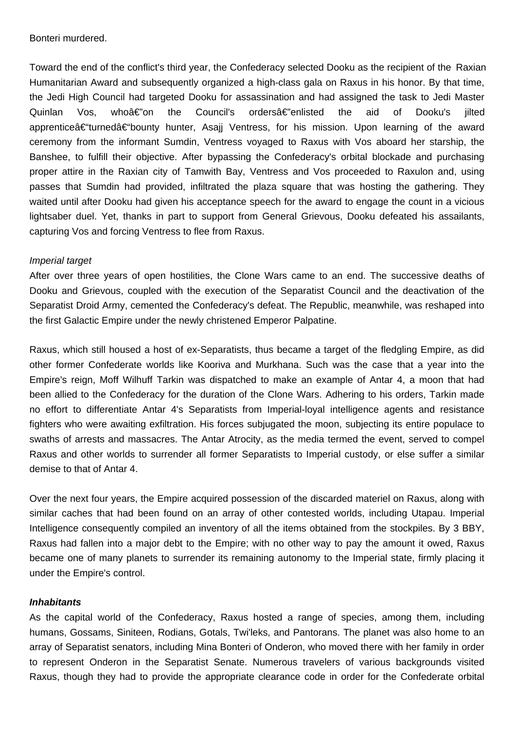Bonteri murdered.

Toward the end of the conflict's third year, the Confederacy selected Dooku as the recipient of the Raxian Humanitarian Award and subsequently organized a high-class gala on Raxus in his honor. By that time, the Jedi High Council had targeted Dooku for assassination and had assigned the task to Jedi Master Quinlan Vos, whoâ€"on the Council's ordersâ€"enlisted the aid of Dooku's jilted apprenticeâ€"turnedâ€"bounty hunter, Asajj Ventress, for his mission. Upon learning of the award ceremony from the informant Sumdin, Ventress voyaged to Raxus with Vos aboard her starship, the Banshee, to fulfill their objective. After bypassing the Confederacy's orbital blockade and purchasing proper attire in the Raxian city of Tamwith Bay, Ventress and Vos proceeded to Raxulon and, using passes that Sumdin had provided, infiltrated the plaza square that was hosting the gathering. They waited until after Dooku had given his acceptance speech for the award to engage the count in a vicious lightsaber duel. Yet, thanks in part to support from General Grievous, Dooku defeated his assailants, capturing Vos and forcing Ventress to flee from Raxus.

*Imperial target*

After over three years of open hostilities, the Clone Wars came to an end. The successive deaths of Dooku and Grievous, coupled with the execution of the Separatist Council and the deactivation of the Separatist Droid Army, cemented the Confederacy's defeat. The Republic, meanwhile, was reshaped into the first Galactic Empire under the newly christened Emperor Palpatine.

Raxus, which still housed a host of ex-Separatists, thus became a target of the fledgling Empire, as did other former Confederate worlds like Kooriva and Murkhana. Such was the case that a year into the Empire's reign, Moff Wilhuff Tarkin was dispatched to make an example of Antar 4, a moon that had been allied to the Confederacy for the duration of the Clone Wars. Adhering to his orders, Tarkin made no effort to differentiate Antar 4's Separatists from Imperial-loyal intelligence agents and resistance fighters who were awaiting exfiltration. His forces subjugated the moon, subjecting its entire populace to swaths of arrests and massacres. The Antar Atrocity, as the media termed the event, served to compel Raxus and other worlds to surrender all former Separatists to Imperial custody, or else suffer a similar demise to that of Antar 4.

Over the next four years, the Empire acquired possession of the discarded materiel on Raxus, along with similar caches that had been found on an array of other contested worlds, including Utapau. Imperial Intelligence consequently compiled an inventory of all the items obtained from the stockpiles. By 3 BBY, Raxus had fallen into a major debt to the Empire; with no other way to pay the amount it owed, Raxus became one of many planets to surrender its remaining autonomy to the Imperial state, firmly placing it under the Empire's control.

***Inhabitants***

As the capital world of the Confederacy, Raxus hosted a range of species, among them, including humans, Gossams, Siniteen, Rodians, Gotals, Twi'leks, and Pantorans. The planet was also home to an array of Separatist senators, including Mina Bonteri of Onderon, who moved there with her family in order to represent Onderon in the Separatist Senate. Numerous travelers of various backgrounds visited Raxus, though they had to provide the appropriate clearance code in order for the Confederate orbital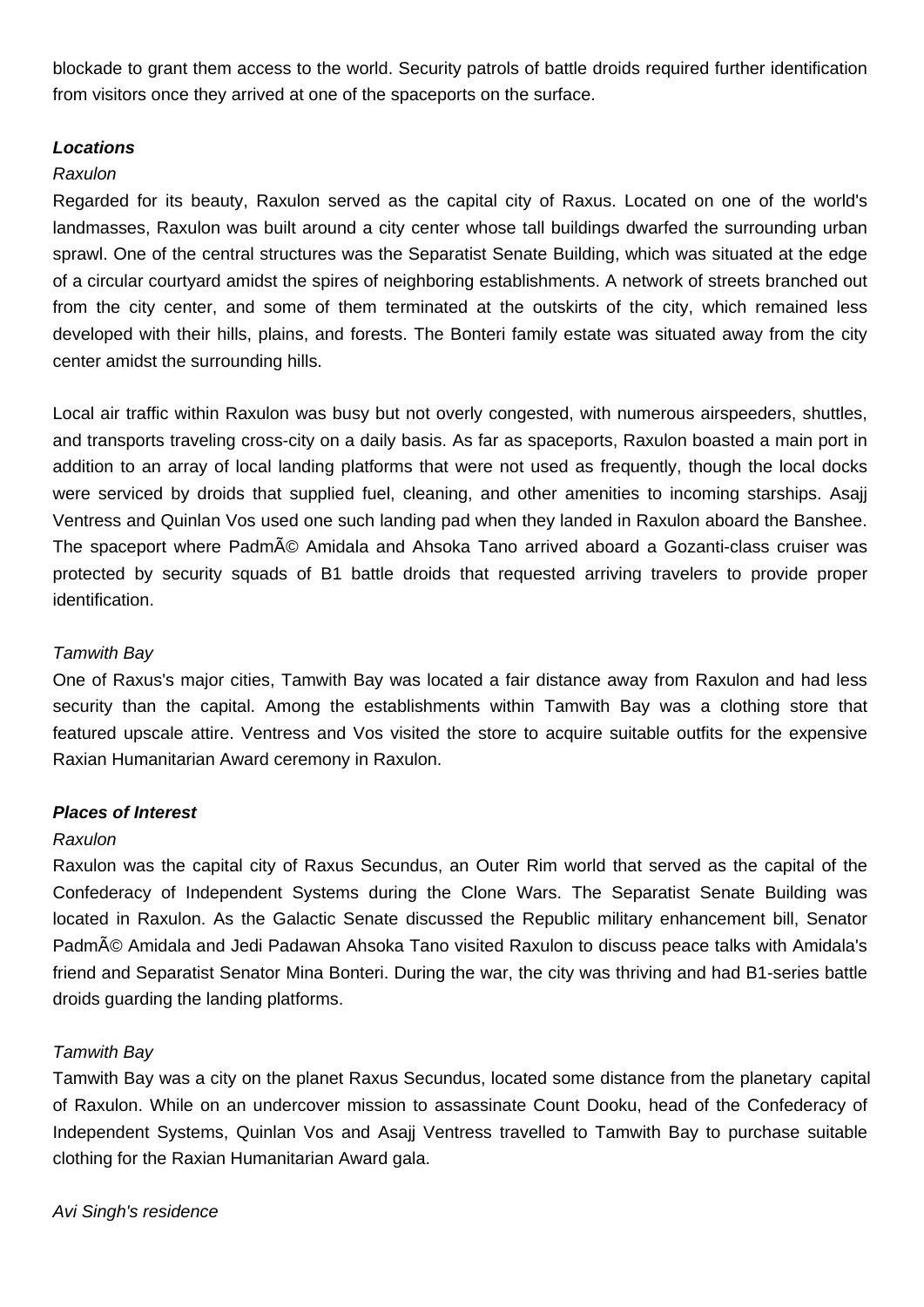blockade to grant them access to the world. Security patrols of battle droids required further identification from visitors once they arrived at one of the spaceports on the surface.

***Locations***

*Raxulon*

Regarded for its beauty, Raxulon served as the capital city of Raxus. Located on one of the world's landmasses, Raxulon was built around a city center whose tall buildings dwarfed the surrounding urban sprawl. One of the central structures was the Separatist Senate Building, which was situated at the edge of a circular courtyard amidst the spires of neighboring establishments. A network of streets branched out from the city center, and some of them terminated at the outskirts of the city, which remained less developed with their hills, plains, and forests. The Bonteri family estate was situated away from the city center amidst the surrounding hills.

Local air traffic within Raxulon was busy but not overly congested, with numerous airspeeders, shuttles, and transports traveling cross-city on a daily basis. As far as spaceports, Raxulon boasted a main port in addition to an array of local landing platforms that were not used as frequently, though the local docks were serviced by droids that supplied fuel, cleaning, and other amenities to incoming starships. Asajj Ventress and Quinlan Vos used one such landing pad when they landed in Raxulon aboard the Banshee. The spaceport where PadmÃ© Amidala and Ahsoka Tano arrived aboard a Gozanti-class cruiser was protected by security squads of B1 battle droids that requested arriving travelers to provide proper identification.

*Tamwith Bay*

One of Raxus's major cities, Tamwith Bay was located a fair distance away from Raxulon and had less security than the capital. Among the establishments within Tamwith Bay was a clothing store that featured upscale attire. Ventress and Vos visited the store to acquire suitable outfits for the expensive Raxian Humanitarian Award ceremony in Raxulon.

***Places of Interest***

*Raxulon*

Raxulon was the capital city of Raxus Secundus, an Outer Rim world that served as the capital of the Confederacy of Independent Systems during the Clone Wars. The Separatist Senate Building was located in Raxulon. As the Galactic Senate discussed the Republic military enhancement bill, Senator PadmÃ© Amidala and Jedi Padawan Ahsoka Tano visited Raxulon to discuss peace talks with Amidala's friend and Separatist Senator Mina Bonteri. During the war, the city was thriving and had B1-series battle droids guarding the landing platforms.

*Tamwith Bay*

Tamwith Bay was a city on the planet Raxus Secundus, located some distance from the planetary capital of Raxulon. While on an undercover mission to assassinate Count Dooku, head of the Confederacy of Independent Systems, Quinlan Vos and Asajj Ventress travelled to Tamwith Bay to purchase suitable clothing for the Raxian Humanitarian Award gala.

*Avi Singh's residence*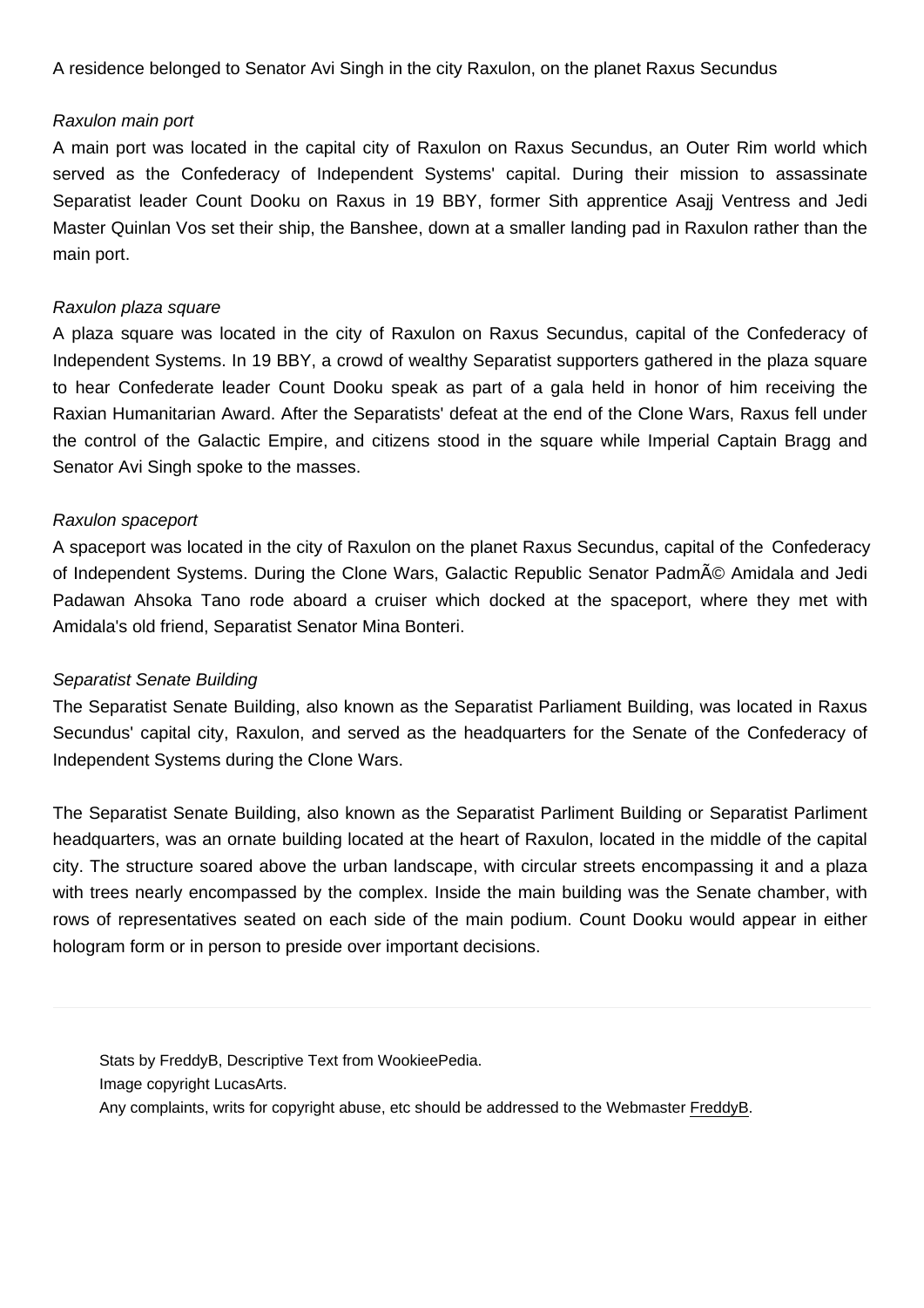A residence belonged to Senator Avi Singh in the city Raxulon, on the planet Raxus Secundus

*Raxulon main port*

A main port was located in the capital city of Raxulon on Raxus Secundus, an Outer Rim world which served as the Confederacy of Independent Systems' capital. During their mission to assassinate Separatist leader Count Dooku on Raxus in 19 BBY, former Sith apprentice Asajj Ventress and Jedi Master Quinlan Vos set their ship, the Banshee, down at a smaller landing pad in Raxulon rather than the main port.

*Raxulon plaza square*

A plaza square was located in the city of Raxulon on Raxus Secundus, capital of the Confederacy of Independent Systems. In 19 BBY, a crowd of wealthy Separatist supporters gathered in the plaza square to hear Confederate leader Count Dooku speak as part of a gala held in honor of him receiving the Raxian Humanitarian Award. After the Separatists' defeat at the end of the Clone Wars, Raxus fell under the control of the Galactic Empire, and citizens stood in the square while Imperial Captain Bragg and Senator Avi Singh spoke to the masses.

*Raxulon spaceport*

A spaceport was located in the city of Raxulon on the planet Raxus Secundus, capital of the Confederacy of Independent Systems. During the Clone Wars, Galactic Republic Senator PadmÃ© Amidala and Jedi Padawan Ahsoka Tano rode aboard a cruiser which docked at the spaceport, where they met with Amidala's old friend, Separatist Senator Mina Bonteri.

*Separatist Senate Building*

The Separatist Senate Building, also known as the Separatist Parliament Building, was located in Raxus Secundus' capital city, Raxulon, and served as the headquarters for the Senate of the Confederacy of Independent Systems during the Clone Wars.

The Separatist Senate Building, also known as the Separatist Parliment Building or Separatist Parliment headquarters, was an ornate building located at the heart of Raxulon, located in the middle of the capital city. The structure soared above the urban landscape, with circular streets encompassing it and a plaza with trees nearly encompassed by the complex. Inside the main building was the Senate chamber, with rows of representatives seated on each side of the main podium. Count Dooku would appear in either hologram form or in person to preside over important decisions.

---

Stats by FreddyB, Descriptive Text from WookieePedia.
Image copyright LucasArts.
Any complaints, writs for copyright abuse, etc should be addressed to the Webmaster FreddyB.